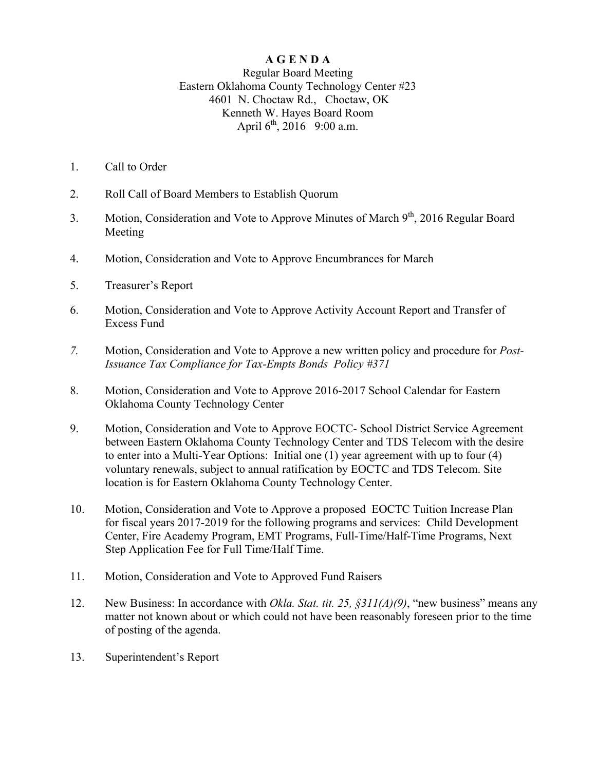# A G E N D A

Regular Board Meeting
Eastern Oklahoma County Technology Center #23
4601 N. Choctaw Rd., Choctaw, OK
Kenneth W. Hayes Board Room
April 6th, 2016 9:00 a.m.

1. Call to Order

2. Roll Call of Board Members to Establish Quorum

3. Motion, Consideration and Vote to Approve Minutes of March 9th, 2016 Regular Board Meeting

4. Motion, Consideration and Vote to Approve Encumbrances for March

5. Treasurer's Report

6. Motion, Consideration and Vote to Approve Activity Account Report and Transfer of Excess Fund

7. Motion, Consideration and Vote to Approve a new written policy and procedure for *Post-Issuance Tax Compliance for Tax-Empts Bonds Policy #371*

8. Motion, Consideration and Vote to Approve 2016-2017 School Calendar for Eastern Oklahoma County Technology Center

9. Motion, Consideration and Vote to Approve EOCTC- School District Service Agreement between Eastern Oklahoma County Technology Center and TDS Telecom with the desire to enter into a Multi-Year Options: Initial one (1) year agreement with up to four (4) voluntary renewals, subject to annual ratification by EOCTC and TDS Telecom. Site location is for Eastern Oklahoma County Technology Center.

10. Motion, Consideration and Vote to Approve a proposed EOCTC Tuition Increase Plan for fiscal years 2017-2019 for the following programs and services: Child Development Center, Fire Academy Program, EMT Programs, Full-Time/Half-Time Programs, Next Step Application Fee for Full Time/Half Time.

11. Motion, Consideration and Vote to Approved Fund Raisers

12. New Business: In accordance with *Okla. Stat. tit. 25, §311(A)(9)*, "new business" means any matter not known about or which could not have been reasonably foreseen prior to the time of posting of the agenda.

13. Superintendent's Report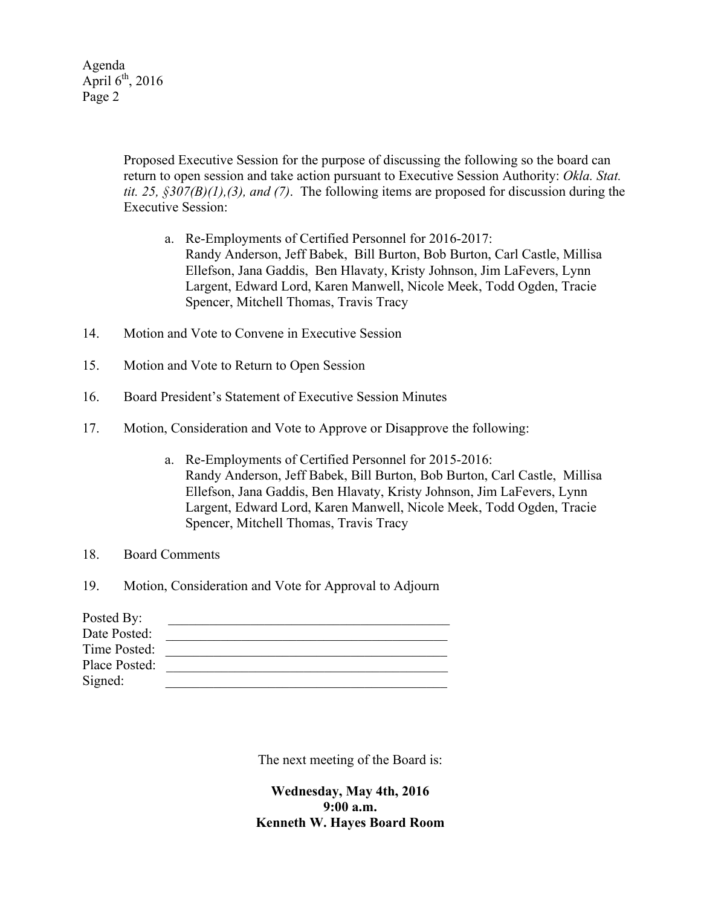Proposed Executive Session for the purpose of discussing the following so the board can return to open session and take action pursuant to Executive Session Authority: *Okla. Stat. tit. 25, §307(B)(1),(3), and (7)*. The following items are proposed for discussion during the Executive Session:

a. Re-Employments of Certified Personnel for 2016-2017:
   Randy Anderson, Jeff Babek, Bill Burton, Bob Burton, Carl Castle, Millisa Ellefson, Jana Gaddis, Ben Hlavaty, Kristy Johnson, Jim LaFevers, Lynn Largent, Edward Lord, Karen Manwell, Nicole Meek, Todd Ogden, Tracie Spencer, Mitchell Thomas, Travis Tracy

14. Motion and Vote to Convene in Executive Session

15. Motion and Vote to Return to Open Session

16. Board President's Statement of Executive Session Minutes

17. Motion, Consideration and Vote to Approve or Disapprove the following:

    a. Re-Employments of Certified Personnel for 2015-2016:
       Randy Anderson, Jeff Babek, Bill Burton, Bob Burton, Carl Castle, Millisa Ellefson, Jana Gaddis, Ben Hlavaty, Kristy Johnson, Jim LaFevers, Lynn Largent, Edward Lord, Karen Manwell, Nicole Meek, Todd Ogden, Tracie Spencer, Mitchell Thomas, Travis Tracy

18. Board Comments

19. Motion, Consideration and Vote for Approval to Adjourn

Posted By: \_\_\_\_\_\_\_\_\_\_\_\_\_\_\_\_\_\_\_\_\_\_\_\_\_\_\_\_\_\_\_\_\_\_\_\_\_\_\_\_\_\_\_\_

Date Posted: \_\_\_\_\_\_\_\_\_\_\_\_\_\_\_\_\_\_\_\_\_\_\_\_\_\_\_\_\_\_\_\_\_\_\_\_\_\_\_\_\_\_\_\_

Time Posted: \_\_\_\_\_\_\_\_\_\_\_\_\_\_\_\_\_\_\_\_\_\_\_\_\_\_\_\_\_\_\_\_\_\_\_\_\_\_\_\_\_\_\_\_

Place Posted: \_\_\_\_\_\_\_\_\_\_\_\_\_\_\_\_\_\_\_\_\_\_\_\_\_\_\_\_\_\_\_\_\_\_\_\_\_\_\_\_\_\_\_\_

Signed: \_\_\_\_\_\_\_\_\_\_\_\_\_\_\_\_\_\_\_\_\_\_\_\_\_\_\_\_\_\_\_\_\_\_\_\_\_\_\_\_\_\_\_\_

The next meeting of the Board is:

**Wednesday, May 4th, 2016**
**9:00 a.m.**
**Kenneth W. Hayes Board Room**